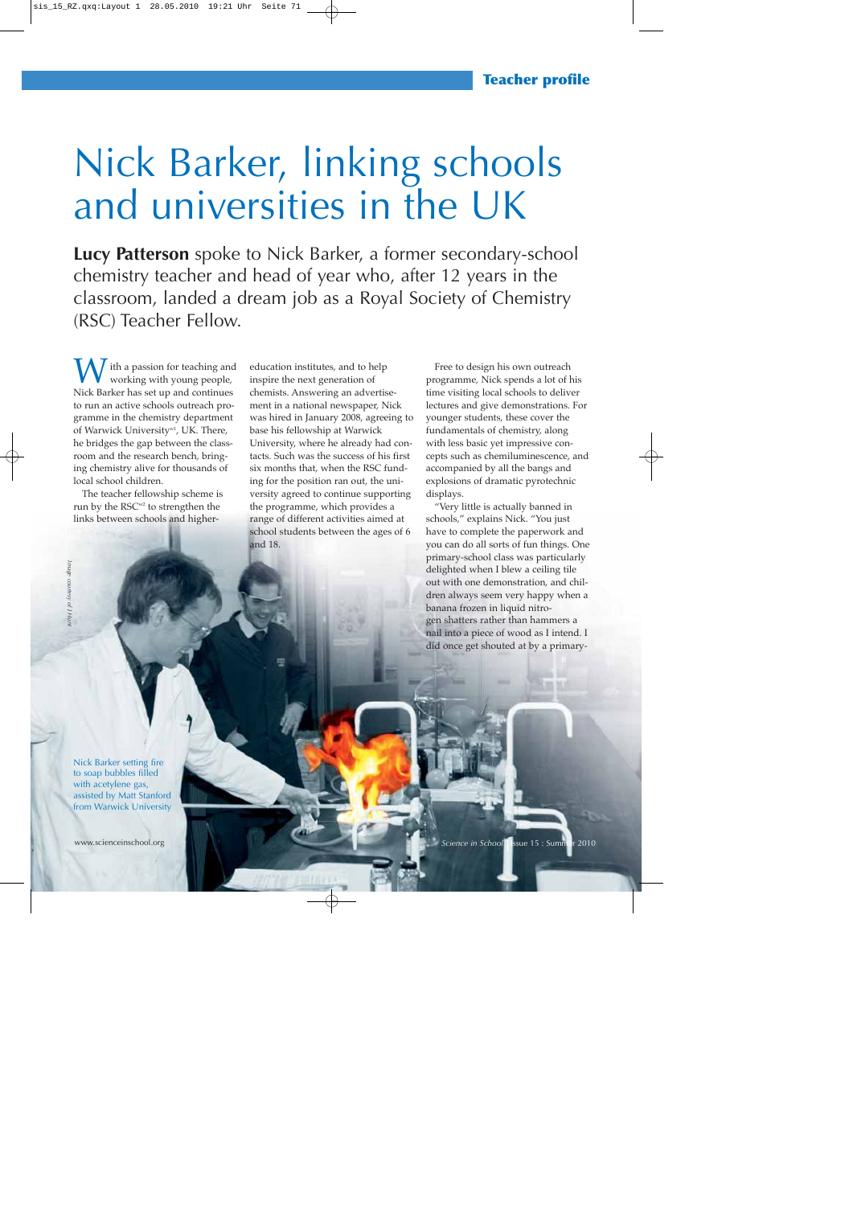# Nick Barker, linking schools and universities in the UK

**Lucy Patterson** spoke to Nick Barker, a former secondary-school chemistry teacher and head of year who, after 12 years in the classroom, landed a dream job as a Royal Society of Chemistry (RSC) Teacher Fellow.

With a passion for teaching and working with young people, Nick Barker has set up and continues to run an active schools outreach programme in the chemistry department of Warwick University[w1], UK. There, he bridges the gap between the classroom and the research bench, bringing chemistry alive for thousands of local school children.

The teacher fellowship scheme is run by the RSC[w2] to strengthen the links between schools and higher-education institutes, and to help inspire the next generation of chemists. Answering an advertisement in a national newspaper, Nick was hired in January 2008, agreeing to base his fellowship at Warwick University, where he already had contacts. Such was the success of his first six months that, when the RSC funding for the position ran out, the university agreed to continue supporting the programme, which provides a range of different activities aimed at school students between the ages of 6 and 18.

Free to design his own outreach programme, Nick spends a lot of his time visiting local schools to deliver lectures and give demonstrations. For younger students, these cover the fundamentals of chemistry, along with less basic yet impressive concepts such as chemiluminescence, and accompanied by all the bangs and explosions of dramatic pyrotechnic displays.

"Very little is actually banned in schools," explains Nick. "You just have to complete the paperwork and you can do all sorts of fun things. One primary-school class was particularly delighted when I blew a ceiling tile out with one demonstration, and children always seem very happy when a banana frozen in liquid nitrogen shatters rather than hammers a nail into a piece of wood as I intend. I did once get shouted at by a primary-

*Image courtesy of J Hunt*

Nick Barker setting fire to soap bubbles filled with acetylene gas, assisted by Matt Stanford from Warwick University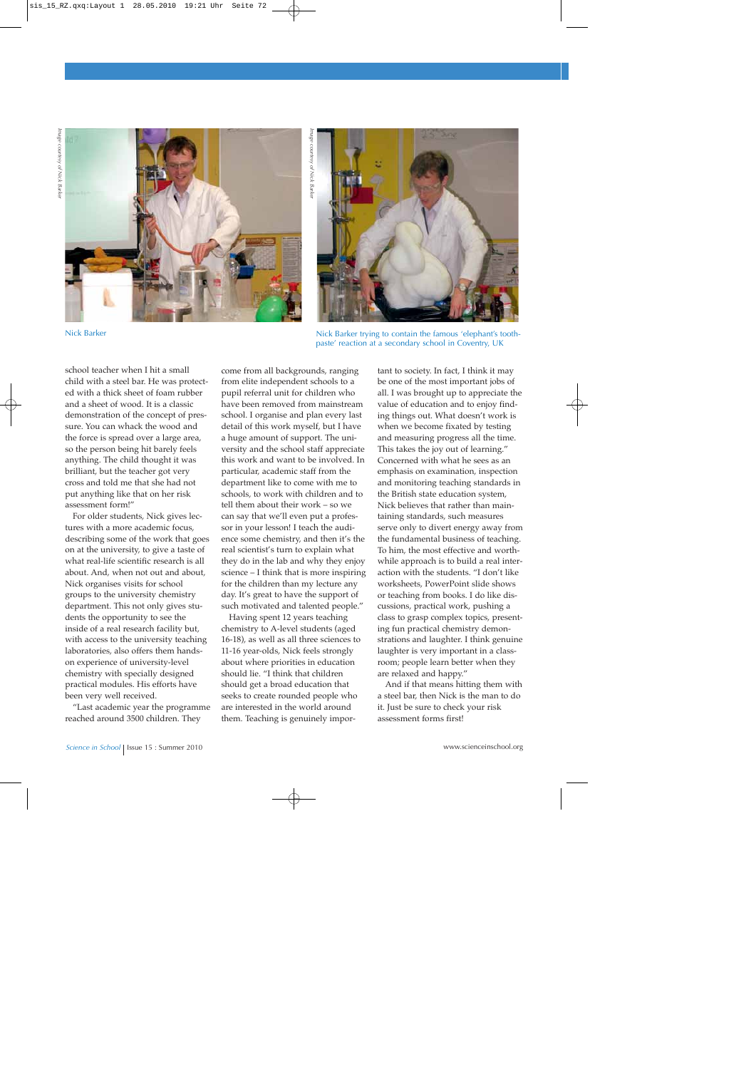Nick Barker

Nick Barker trying to contain the famous 'elephant's toothpaste' reaction at a secondary school in Coventry, UK

school teacher when I hit a small child with a steel bar. He was protected with a thick sheet of foam rubber and a sheet of wood. It is a classic demonstration of the concept of pressure. You can whack the wood and the force is spread over a large area, so the person being hit barely feels anything. The child thought it was brilliant, but the teacher got very cross and told me that she had not put anything like that on her risk assessment form!"

For older students, Nick gives lectures with a more academic focus, describing some of the work that goes on at the university, to give a taste of what real-life scientific research is all about. And, when not out and about, Nick organises visits for school groups to the university chemistry department. This not only gives students the opportunity to see the inside of a real research facility but, with access to the university teaching laboratories, also offers them hands-on experience of university-level chemistry with specially designed practical modules. His efforts have been very well received.

"Last academic year the programme reached around 3500 children. They come from all backgrounds, ranging from elite independent schools to a pupil referral unit for children who have been removed from mainstream school. I organise and plan every last detail of this work myself, but I have a huge amount of support. The university and the school staff appreciate this work and want to be involved. In particular, academic staff from the department like to come with me to schools, to work with children and to tell them about their work – so we can say that we'll even put a professor in your lesson! I teach the audience some chemistry, and then it's the real scientist's turn to explain what they do in the lab and why they enjoy science – I think that is more inspiring for the children than my lecture any day. It's great to have the support of such motivated and talented people."

Having spent 12 years teaching chemistry to A-level students (aged 16-18), as well as all three sciences to 11-16 year-olds, Nick feels strongly about where priorities in education should lie. "I think that children should get a broad education that seeks to create rounded people who are interested in the world around them. Teaching is genuinely important to society. In fact, I think it may be one of the most important jobs of all. I was brought up to appreciate the value of education and to enjoy finding things out. What doesn't work is when we become fixated by testing and measuring progress all the time. This takes the joy out of learning." Concerned with what he sees as an emphasis on examination, inspection and monitoring teaching standards in the British state education system, Nick believes that rather than maintaining standards, such measures serve only to divert energy away from the fundamental business of teaching. To him, the most effective and worthwhile approach is to build a real interaction with the students. "I don't like worksheets, PowerPoint slide shows or teaching from books. I do like discussions, practical work, pushing a class to grasp complex topics, presenting fun practical chemistry demonstrations and laughter. I think genuine laughter is very important in a classroom; people learn better when they are relaxed and happy."

And if that means hitting them with a steel bar, then Nick is the man to do it. Just be sure to check your risk assessment forms first!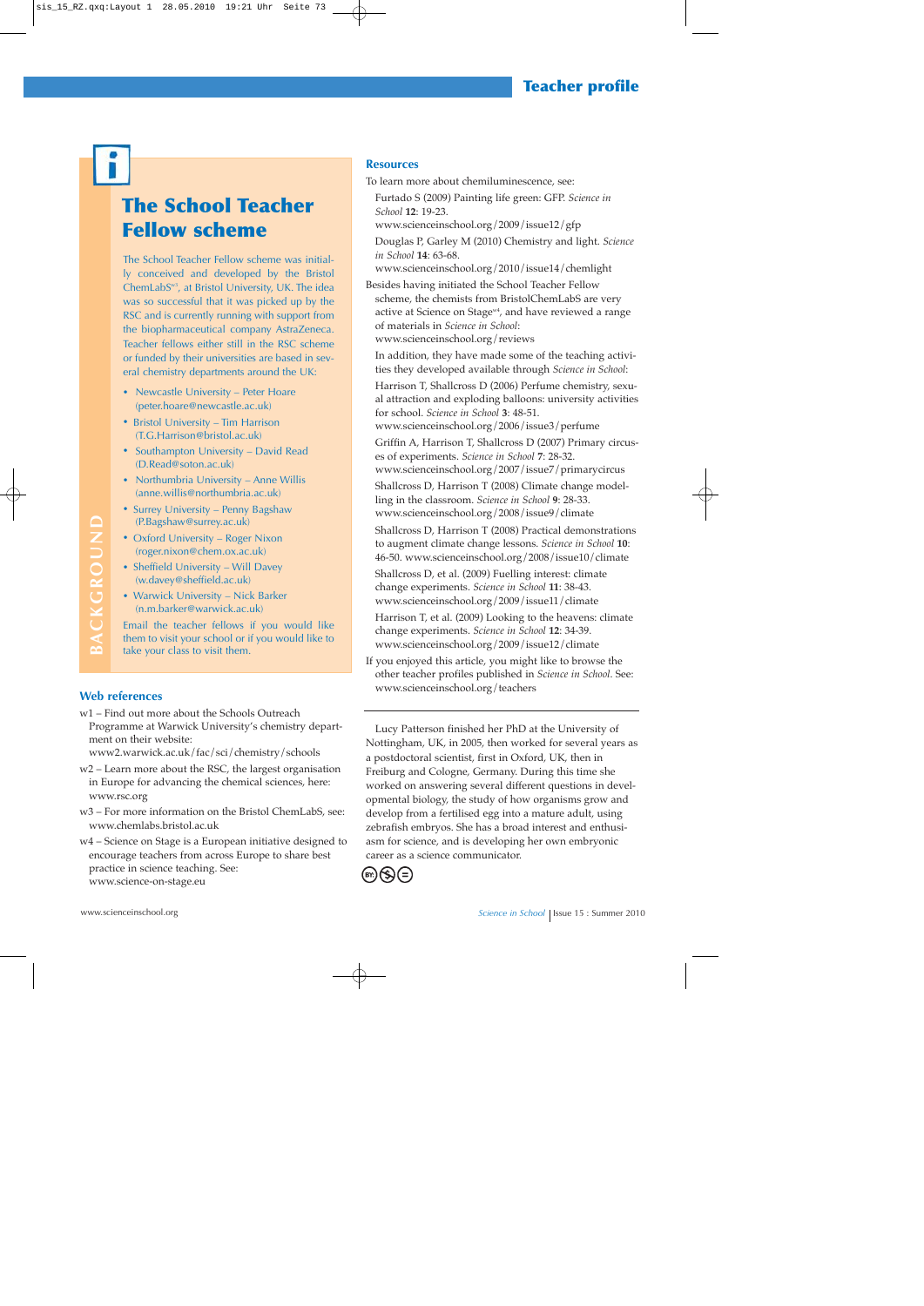## The School Teacher Fellow scheme

BACKGROUND

The School Teacher Fellow scheme was initially conceived and developed by the Bristol ChemLabS[w3], at Bristol University, UK. The idea was so successful that it was picked up by the RSC and is currently running with support from the biopharmaceutical company AstraZeneca. Teacher fellows either still in the RSC scheme or funded by their universities are based in several chemistry departments around the UK:

- Newcastle University – Peter Hoare (peter.hoare@newcastle.ac.uk)
- Bristol University – Tim Harrison (T.G.Harrison@bristol.ac.uk)
- Southampton University – David Read (D.Read@soton.ac.uk)
- Northumbria University – Anne Willis (anne.willis@northumbria.ac.uk)
- Surrey University – Penny Bagshaw (P.Bagshaw@surrey.ac.uk)
- Oxford University – Roger Nixon (roger.nixon@chem.ox.ac.uk)
- Sheffield University – Will Davey (w.davey@sheffield.ac.uk)
- Warwick University – Nick Barker (n.m.barker@warwick.ac.uk)

Email the teacher fellows if you would like them to visit your school or if you would like to take your class to visit them.

### Web references

w1 – Find out more about the Schools Outreach Programme at Warwick University's chemistry department on their website: www2.warwick.ac.uk/fac/sci/chemistry/schools

w2 – Learn more about the RSC, the largest organisation in Europe for advancing the chemical sciences, here: www.rsc.org

w3 – For more information on the Bristol ChemLabS, see: www.chemlabs.bristol.ac.uk

w4 – Science on Stage is a European initiative designed to encourage teachers from across Europe to share best practice in science teaching. See: www.science-on-stage.eu

### Resources

To learn more about chemiluminescence, see:

Furtado S (2009) Painting life green: GFP. *Science in School* **12**: 19-23. www.scienceinschool.org/2009/issue12/gfp

Douglas P, Garley M (2010) Chemistry and light. *Science in School* **14**: 63-68. www.scienceinschool.org/2010/issue14/chemlight

Besides having initiated the School Teacher Fellow scheme, the chemists from BristolChemLabS are very active at Science on Stage[w4], and have reviewed a range of materials in *Science in School*: www.scienceinschool.org/reviews

In addition, they have made some of the teaching activities they developed available through *Science in School*:

Harrison T, Shallcross D (2006) Perfume chemistry, sexual attraction and exploding balloons: university activities for school. *Science in School* **3**: 48-51. www.scienceinschool.org/2006/issue3/perfume

Griffin A, Harrison T, Shallcross D (2007) Primary circuses of experiments. *Science in School* **7**: 28-32. www.scienceinschool.org/2007/issue7/primarycircus

Shallcross D, Harrison T (2008) Climate change modelling in the classroom. *Science in School* **9**: 28-33. www.scienceinschool.org/2008/issue9/climate

Shallcross D, Harrison T (2008) Practical demonstrations to augment climate change lessons. *Science in School* **10**: 46-50. www.scienceinschool.org/2008/issue10/climate

Shallcross D, et al. (2009) Fuelling interest: climate change experiments. *Science in School* **11**: 38-43. www.scienceinschool.org/2009/issue11/climate

Harrison T, et al. (2009) Looking to the heavens: climate change experiments. *Science in School* **12**: 34-39. www.scienceinschool.org/2009/issue12/climate

If you enjoyed this article, you might like to browse the other teacher profiles published in *Science in School*. See: www.scienceinschool.org/teachers

---

Lucy Patterson finished her PhD at the University of Nottingham, UK, in 2005, then worked for several years as a postdoctoral scientist, first in Oxford, UK, then in Freiburg and Cologne, Germany. During this time she worked on answering several different questions in developmental biology, the study of how organisms grow and develop from a fertilised egg into a mature adult, using zebrafish embryos. She has a broad interest and enthusiasm for science, and is developing her own embryonic career as a science communicator.